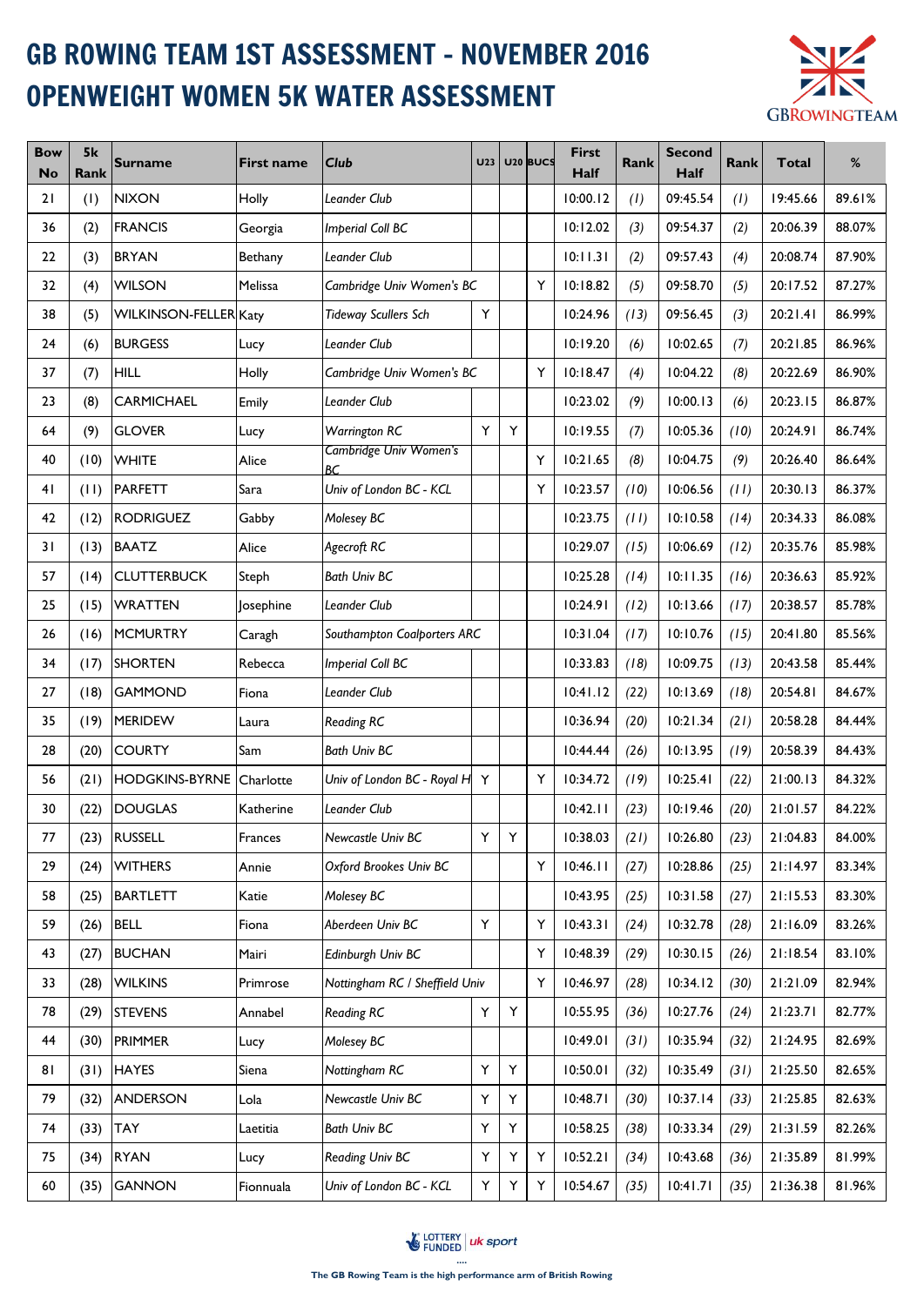# GB ROWING TEAM 1ST ASSESSMENT - NOVEMBER 2016
# OPENWEIGHT WOMEN 5K WATER ASSESSMENT

GBROWINGTEAM

| Bow No | 5k Rank | Surname | First name | Club | U23 | U20 | BUCS | First Half | Rank | Second Half | Rank | Total | % |
|---|---|---|---|---|---|---|---|---|---|---|---|---|---|
| 21 | (1) | NIXON | Holly | *Leander Club* | | | | 10:00.12 | *(1)* | 09:45.54 | *(1)* | 19:45.66 | 89.61% |
| 36 | (2) | FRANCIS | Georgia | *Imperial Coll BC* | | | | 10:12.02 | *(3)* | 09:54.37 | *(2)* | 20:06.39 | 88.07% |
| 22 | (3) | BRYAN | Bethany | *Leander Club* | | | | 10:11.31 | *(2)* | 09:57.43 | *(4)* | 20:08.74 | 87.90% |
| 32 | (4) | WILSON | Melissa | *Cambridge Univ Women's BC* | | | Y | 10:18.82 | *(5)* | 09:58.70 | *(5)* | 20:17.52 | 87.27% |
| 38 | (5) | WILKINSON-FELLER | Katy | *Tideway Scullers Sch* | Y | | | 10:24.96 | *(13)* | 09:56.45 | *(3)* | 20:21.41 | 86.99% |
| 24 | (6) | BURGESS | Lucy | *Leander Club* | | | | 10:19.20 | *(6)* | 10:02.65 | *(7)* | 20:21.85 | 86.96% |
| 37 | (7) | HILL | Holly | *Cambridge Univ Women's BC* | | | Y | 10:18.47 | *(4)* | 10:04.22 | *(8)* | 20:22.69 | 86.90% |
| 23 | (8) | CARMICHAEL | Emily | *Leander Club* | | | | 10:23.02 | *(9)* | 10:00.13 | *(6)* | 20:23.15 | 86.87% |
| 64 | (9) | GLOVER | Lucy | *Warrington RC* | Y | Y | | 10:19.55 | *(7)* | 10:05.36 | *(10)* | 20:24.91 | 86.74% |
| 40 | (10) | WHITE | Alice | *Cambridge Univ Women's BC* | | | Y | 10:21.65 | *(8)* | 10:04.75 | *(9)* | 20:26.40 | 86.64% |
| 41 | (11) | PARFETT | Sara | *Univ of London BC - KCL* | | | Y | 10:23.57 | *(10)* | 10:06.56 | *(11)* | 20:30.13 | 86.37% |
| 42 | (12) | RODRIGUEZ | Gabby | *Molesey BC* | | | | 10:23.75 | *(11)* | 10:10.58 | *(14)* | 20:34.33 | 86.08% |
| 31 | (13) | BAATZ | Alice | *Agecroft RC* | | | | 10:29.07 | *(15)* | 10:06.69 | *(12)* | 20:35.76 | 85.98% |
| 57 | (14) | CLUTTERBUCK | Steph | *Bath Univ BC* | | | | 10:25.28 | *(14)* | 10:11.35 | *(16)* | 20:36.63 | 85.92% |
| 25 | (15) | WRATTEN | Josephine | *Leander Club* | | | | 10:24.91 | *(12)* | 10:13.66 | *(17)* | 20:38.57 | 85.78% |
| 26 | (16) | MCMURTRY | Caragh | *Southampton Coalporters ARC* | | | | 10:31.04 | *(17)* | 10:10.76 | *(15)* | 20:41.80 | 85.56% |
| 34 | (17) | SHORTEN | Rebecca | *Imperial Coll BC* | | | | 10:33.83 | *(18)* | 10:09.75 | *(13)* | 20:43.58 | 85.44% |
| 27 | (18) | GAMMOND | Fiona | *Leander Club* | | | | 10:41.12 | *(22)* | 10:13.69 | *(18)* | 20:54.81 | 84.67% |
| 35 | (19) | MERIDEW | Laura | *Reading RC* | | | | 10:36.94 | *(20)* | 10:21.34 | *(21)* | 20:58.28 | 84.44% |
| 28 | (20) | COURTY | Sam | *Bath Univ BC* | | | | 10:44.44 | *(26)* | 10:13.95 | *(19)* | 20:58.39 | 84.43% |
| 56 | (21) | HODGKINS-BYRNE | Charlotte | *Univ of London BC - Royal H* | Y | | Y | 10:34.72 | *(19)* | 10:25.41 | *(22)* | 21:00.13 | 84.32% |
| 30 | (22) | DOUGLAS | Katherine | *Leander Club* | | | | 10:42.11 | *(23)* | 10:19.46 | *(20)* | 21:01.57 | 84.22% |
| 77 | (23) | RUSSELL | Frances | *Newcastle Univ BC* | Y | Y | | 10:38.03 | *(21)* | 10:26.80 | *(23)* | 21:04.83 | 84.00% |
| 29 | (24) | WITHERS | Annie | *Oxford Brookes Univ BC* | | | Y | 10:46.11 | *(27)* | 10:28.86 | *(25)* | 21:14.97 | 83.34% |
| 58 | (25) | BARTLETT | Katie | *Molesey BC* | | | | 10:43.95 | *(25)* | 10:31.58 | *(27)* | 21:15.53 | 83.30% |
| 59 | (26) | BELL | Fiona | *Aberdeen Univ BC* | Y | | Y | 10:43.31 | *(24)* | 10:32.78 | *(28)* | 21:16.09 | 83.26% |
| 43 | (27) | BUCHAN | Mairi | *Edinburgh Univ BC* | | | Y | 10:48.39 | *(29)* | 10:30.15 | *(26)* | 21:18.54 | 83.10% |
| 33 | (28) | WILKINS | Primrose | *Nottingham RC / Sheffield Univ* | | | Y | 10:46.97 | *(28)* | 10:34.12 | *(30)* | 21:21.09 | 82.94% |
| 78 | (29) | STEVENS | Annabel | *Reading RC* | Y | Y | | 10:55.95 | *(36)* | 10:27.76 | *(24)* | 21:23.71 | 82.77% |
| 44 | (30) | PRIMMER | Lucy | *Molesey BC* | | | | 10:49.01 | *(31)* | 10:35.94 | *(32)* | 21:24.95 | 82.69% |
| 81 | (31) | HAYES | Siena | *Nottingham RC* | Y | Y | | 10:50.01 | *(32)* | 10:35.49 | *(31)* | 21:25.50 | 82.65% |
| 79 | (32) | ANDERSON | Lola | *Newcastle Univ BC* | Y | Y | | 10:48.71 | *(30)* | 10:37.14 | *(33)* | 21:25.85 | 82.63% |
| 74 | (33) | TAY | Laetitia | *Bath Univ BC* | Y | Y | | 10:58.25 | *(38)* | 10:33.34 | *(29)* | 21:31.59 | 82.26% |
| 75 | (34) | RYAN | Lucy | *Reading Univ BC* | Y | Y | Y | 10:52.21 | *(34)* | 10:43.68 | *(36)* | 21:35.89 | 81.99% |
| 60 | (35) | GANNON | Fionnuala | *Univ of London BC - KCL* | Y | Y | Y | 10:54.67 | *(35)* | 10:41.71 | *(35)* | 21:36.38 | 81.96% |

LOTTERY FUNDED | uk sport

The GB Rowing Team is the high performance arm of British Rowing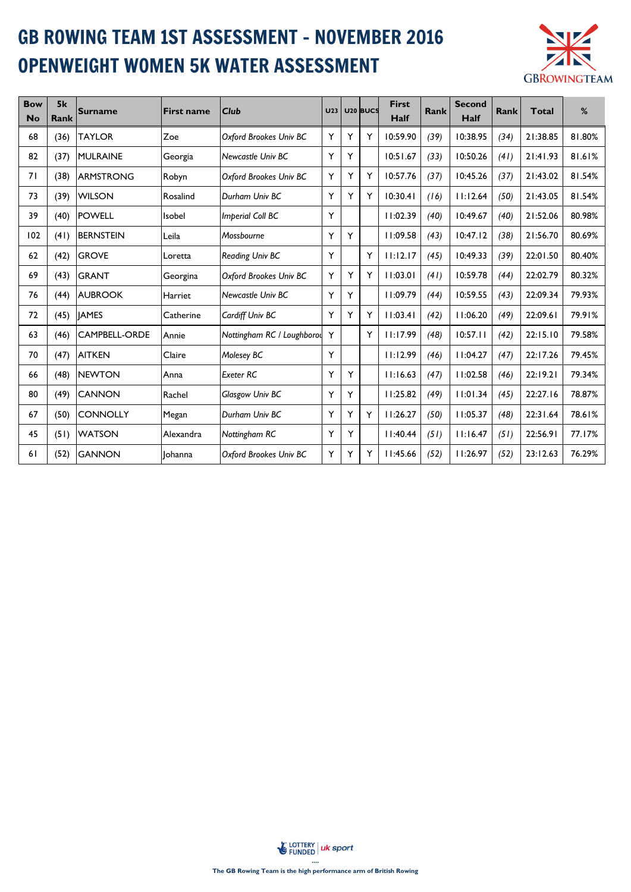# GB ROWING TEAM 1ST ASSESSMENT - NOVEMBER 2016
# OPENWEIGHT WOMEN 5K WATER ASSESSMENT

| Bow No | 5k Rank | Surname | First name | Club | U23 | U20 | BUCS | First Half | Rank | Second Half | Rank | Total | % |
|---|---|---|---|---|---|---|---|---|---|---|---|---|---|
| 68 | (36) | TAYLOR | Zoe | *Oxford Brookes Univ BC* | Y | Y | Y | 10:59.90 | *(39)* | 10:38.95 | *(34)* | 21:38.85 | 81.80% |
| 82 | (37) | MULRAINE | Georgia | *Newcastle Univ BC* | Y | Y | | 10:51.67 | *(33)* | 10:50.26 | *(41)* | 21:41.93 | 81.61% |
| 71 | (38) | ARMSTRONG | Robyn | *Oxford Brookes Univ BC* | Y | Y | Y | 10:57.76 | *(37)* | 10:45.26 | *(37)* | 21:43.02 | 81.54% |
| 73 | (39) | WILSON | Rosalind | *Durham Univ BC* | Y | Y | Y | 10:30.41 | *(16)* | 11:12.64 | *(50)* | 21:43.05 | 81.54% |
| 39 | (40) | POWELL | Isobel | *Imperial Coll BC* | Y | | | 11:02.39 | *(40)* | 10:49.67 | *(40)* | 21:52.06 | 80.98% |
| 102 | (41) | BERNSTEIN | Leila | *Mossbourne* | Y | Y | | 11:09.58 | *(43)* | 10:47.12 | *(38)* | 21:56.70 | 80.69% |
| 62 | (42) | GROVE | Loretta | *Reading Univ BC* | Y | | Y | 11:12.17 | *(45)* | 10:49.33 | *(39)* | 22:01.50 | 80.40% |
| 69 | (43) | GRANT | Georgina | *Oxford Brookes Univ BC* | Y | Y | Y | 11:03.01 | *(41)* | 10:59.78 | *(44)* | 22:02.79 | 80.32% |
| 76 | (44) | AUBROOK | Harriet | *Newcastle Univ BC* | Y | Y | | 11:09.79 | *(44)* | 10:59.55 | *(43)* | 22:09.34 | 79.93% |
| 72 | (45) | JAMES | Catherine | *Cardiff Univ BC* | Y | Y | Y | 11:03.41 | *(42)* | 11:06.20 | *(49)* | 22:09.61 | 79.91% |
| 63 | (46) | CAMPBELL-ORDE | Annie | *Nottingham RC / Loughborou* | Y | | Y | 11:17.99 | *(48)* | 10:57.11 | *(42)* | 22:15.10 | 79.58% |
| 70 | (47) | AITKEN | Claire | *Molesey BC* | Y | | | 11:12.99 | *(46)* | 11:04.27 | *(47)* | 22:17.26 | 79.45% |
| 66 | (48) | NEWTON | Anna | *Exeter RC* | Y | Y | | 11:16.63 | *(47)* | 11:02.58 | *(46)* | 22:19.21 | 79.34% |
| 80 | (49) | CANNON | Rachel | *Glasgow Univ BC* | Y | Y | | 11:25.82 | *(49)* | 11:01.34 | *(45)* | 22:27.16 | 78.87% |
| 67 | (50) | CONNOLLY | Megan | *Durham Univ BC* | Y | Y | Y | 11:26.27 | *(50)* | 11:05.37 | *(48)* | 22:31.64 | 78.61% |
| 45 | (51) | WATSON | Alexandra | *Nottingham RC* | Y | Y | | 11:40.44 | *(51)* | 11:16.47 | *(51)* | 22:56.91 | 77.17% |
| 61 | (52) | GANNON | Johanna | *Oxford Brookes Univ BC* | Y | Y | Y | 11:45.66 | *(52)* | 11:26.97 | *(52)* | 23:12.63 | 76.29% |

LOTTERY FUNDED | uk sport

**The GB Rowing Team is the high performance arm of British Rowing**